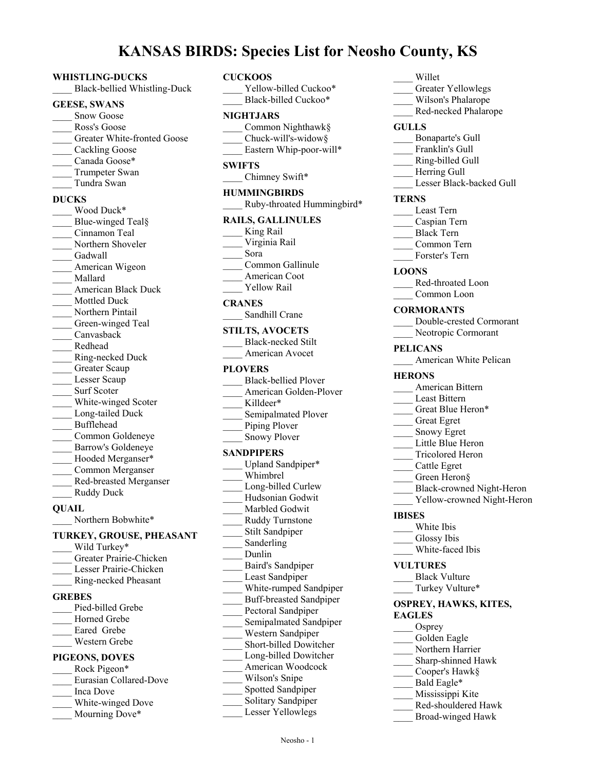# KANSAS BIRDS: Species List for Neosho County, KS

**WHISTLING-DUCKS**
____ Black-bellied Whistling-Duck

**GEESE, SWANS**
____ Snow Goose
____ Ross's Goose
____ Greater White-fronted Goose
____ Cackling Goose
____ Canada Goose*
____ Trumpeter Swan
____ Tundra Swan

**DUCKS**
____ Wood Duck*
____ Blue-winged Teal§
____ Cinnamon Teal
____ Northern Shoveler
____ Gadwall
____ American Wigeon
____ Mallard
____ American Black Duck
____ Mottled Duck
____ Northern Pintail
____ Green-winged Teal
____ Canvasback
____ Redhead
____ Ring-necked Duck
____ Greater Scaup
____ Lesser Scaup
____ Surf Scoter
____ White-winged Scoter
____ Long-tailed Duck
____ Bufflehead
____ Common Goldeneye
____ Barrow's Goldeneye
____ Hooded Merganser*
____ Common Merganser
____ Red-breasted Merganser
____ Ruddy Duck

**QUAIL**
____ Northern Bobwhite*

**TURKEY, GROUSE, PHEASANT**
____ Wild Turkey*
____ Greater Prairie-Chicken
____ Lesser Prairie-Chicken
____ Ring-necked Pheasant

**GREBES**
____ Pied-billed Grebe
____ Horned Grebe
____ Eared Grebe
____ Western Grebe

**PIGEONS, DOVES**
____ Rock Pigeon*
____ Eurasian Collared-Dove
____ Inca Dove
____ White-winged Dove
____ Mourning Dove*

**CUCKOOS**
____ Yellow-billed Cuckoo*
____ Black-billed Cuckoo*

**NIGHTJARS**
____ Common Nighthawk§
____ Chuck-will's-widow§
____ Eastern Whip-poor-will*

**SWIFTS**
____ Chimney Swift*

**HUMMINGBIRDS**
____ Ruby-throated Hummingbird*

**RAILS, GALLINULES**
____ King Rail
____ Virginia Rail
____ Sora
____ Common Gallinule
____ American Coot
____ Yellow Rail

**CRANES**
____ Sandhill Crane

**STILTS, AVOCETS**
____ Black-necked Stilt
____ American Avocet

**PLOVERS**
____ Black-bellied Plover
____ American Golden-Plover
____ Killdeer*
____ Semipalmated Plover
____ Piping Plover
____ Snowy Plover

**SANDPIPERS**
____ Upland Sandpiper*
____ Whimbrel
____ Long-billed Curlew
____ Hudsonian Godwit
____ Marbled Godwit
____ Ruddy Turnstone
____ Stilt Sandpiper
____ Sanderling
____ Dunlin
____ Baird's Sandpiper
____ Least Sandpiper
____ White-rumped Sandpiper
____ Buff-breasted Sandpiper
____ Pectoral Sandpiper
____ Semipalmated Sandpiper
____ Western Sandpiper
____ Short-billed Dowitcher
____ Long-billed Dowitcher
____ American Woodcock
____ Wilson's Snipe
____ Spotted Sandpiper
____ Solitary Sandpiper
____ Lesser Yellowlegs
____ Willet
____ Greater Yellowlegs
____ Wilson's Phalarope
____ Red-necked Phalarope

**GULLS**
____ Bonaparte's Gull
____ Franklin's Gull
____ Ring-billed Gull
____ Herring Gull
____ Lesser Black-backed Gull

**TERNS**
____ Least Tern
____ Caspian Tern
____ Black Tern
____ Common Tern
____ Forster's Tern

**LOONS**
____ Red-throated Loon
____ Common Loon

**CORMORANTS**
____ Double-crested Cormorant
____ Neotropic Cormorant

**PELICANS**
____ American White Pelican

**HERONS**
____ American Bittern
____ Least Bittern
____ Great Blue Heron*
____ Great Egret
____ Snowy Egret
____ Little Blue Heron
____ Tricolored Heron
____ Cattle Egret
____ Green Heron§
____ Black-crowned Night-Heron
____ Yellow-crowned Night-Heron

**IBISES**
____ White Ibis
____ Glossy Ibis
____ White-faced Ibis

**VULTURES**
____ Black Vulture
____ Turkey Vulture*

**OSPREY, HAWKS, KITES, EAGLES**
____ Osprey
____ Golden Eagle
____ Northern Harrier
____ Sharp-shinned Hawk
____ Cooper's Hawk§
____ Bald Eagle*
____ Mississippi Kite
____ Red-shouldered Hawk
____ Broad-winged Hawk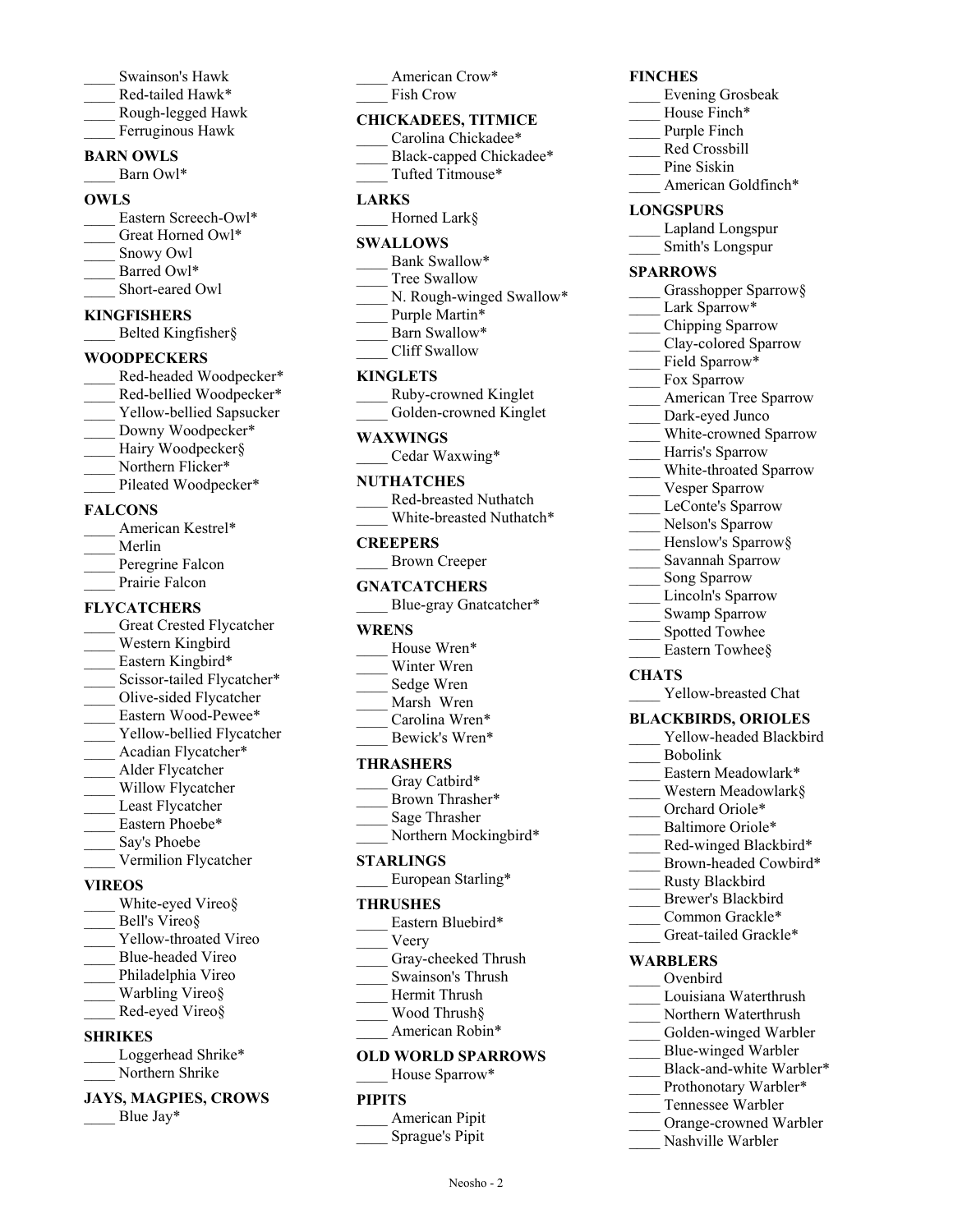____ Swainson's Hawk
____ Red-tailed Hawk*
____ Rough-legged Hawk
____ Ferruginous Hawk

**BARN OWLS**

____ Barn Owl*

**OWLS**

____ Eastern Screech-Owl*
____ Great Horned Owl*
____ Snowy Owl
____ Barred Owl*
____ Short-eared Owl

**KINGFISHERS**

____ Belted Kingfisher§

**WOODPECKERS**

____ Red-headed Woodpecker*
____ Red-bellied Woodpecker*
____ Yellow-bellied Sapsucker
____ Downy Woodpecker*
____ Hairy Woodpecker§
____ Northern Flicker*
____ Pileated Woodpecker*

**FALCONS**

____ American Kestrel*
____ Merlin
____ Peregrine Falcon
____ Prairie Falcon

**FLYCATCHERS**

____ Great Crested Flycatcher
____ Western Kingbird
____ Eastern Kingbird*
____ Scissor-tailed Flycatcher*
____ Olive-sided Flycatcher
____ Eastern Wood-Pewee*
____ Yellow-bellied Flycatcher
____ Acadian Flycatcher*
____ Alder Flycatcher
____ Willow Flycatcher
____ Least Flycatcher
____ Eastern Phoebe*
____ Say's Phoebe
____ Vermilion Flycatcher

**VIREOS**

____ White-eyed Vireo§
____ Bell's Vireo§
____ Yellow-throated Vireo
____ Blue-headed Vireo
____ Philadelphia Vireo
____ Warbling Vireo§
____ Red-eyed Vireo§

**SHRIKES**

____ Loggerhead Shrike*
____ Northern Shrike

**JAYS, MAGPIES, CROWS**

____ Blue Jay*
____ American Crow*
____ Fish Crow

**CHICKADEES, TITMICE**

____ Carolina Chickadee*
____ Black-capped Chickadee*
____ Tufted Titmouse*

**LARKS**

____ Horned Lark§

**SWALLOWS**

____ Bank Swallow*
____ Tree Swallow
____ N. Rough-winged Swallow*
____ Purple Martin*
____ Barn Swallow*
____ Cliff Swallow

**KINGLETS**

____ Ruby-crowned Kinglet
____ Golden-crowned Kinglet

**WAXWINGS**

____ Cedar Waxwing*

**NUTHATCHES**

____ Red-breasted Nuthatch
____ White-breasted Nuthatch*

**CREEPERS**

____ Brown Creeper

**GNATCATCHERS**

____ Blue-gray Gnatcatcher*

**WRENS**

____ House Wren*
____ Winter Wren
____ Sedge Wren
____ Marsh Wren
____ Carolina Wren*
____ Bewick's Wren*

**THRASHERS**

____ Gray Catbird*
____ Brown Thrasher*
____ Sage Thrasher
____ Northern Mockingbird*

**STARLINGS**

____ European Starling*

**THRUSHES**

____ Eastern Bluebird*
____ Veery
____ Gray-cheeked Thrush
____ Swainson's Thrush
____ Hermit Thrush
____ Wood Thrush§
____ American Robin*

**OLD WORLD SPARROWS**

____ House Sparrow*

**PIPITS**

____ American Pipit
____ Sprague's Pipit

**FINCHES**

____ Evening Grosbeak
____ House Finch*
____ Purple Finch
____ Red Crossbill
____ Pine Siskin
____ American Goldfinch*

**LONGSPURS**

____ Lapland Longspur
____ Smith's Longspur

**SPARROWS**

____ Grasshopper Sparrow§
____ Lark Sparrow*
____ Chipping Sparrow
____ Clay-colored Sparrow
____ Field Sparrow*
____ Fox Sparrow
____ American Tree Sparrow
____ Dark-eyed Junco
____ White-crowned Sparrow
____ Harris's Sparrow
____ White-throated Sparrow
____ Vesper Sparrow
____ LeConte's Sparrow
____ Nelson's Sparrow
____ Henslow's Sparrow§
____ Savannah Sparrow
____ Song Sparrow
____ Lincoln's Sparrow
____ Swamp Sparrow
____ Spotted Towhee
____ Eastern Towhee§

**CHATS**

____ Yellow-breasted Chat

**BLACKBIRDS, ORIOLES**

____ Yellow-headed Blackbird
____ Bobolink
____ Eastern Meadowlark*
____ Western Meadowlark§
____ Orchard Oriole*
____ Baltimore Oriole*
____ Red-winged Blackbird*
____ Brown-headed Cowbird*
____ Rusty Blackbird
____ Brewer's Blackbird
____ Common Grackle*
____ Great-tailed Grackle*

**WARBLERS**

____ Ovenbird
____ Louisiana Waterthrush
____ Northern Waterthrush
____ Golden-winged Warbler
____ Blue-winged Warbler
____ Black-and-white Warbler*
____ Prothonotary Warbler*
____ Tennessee Warbler
____ Orange-crowned Warbler
____ Nashville Warbler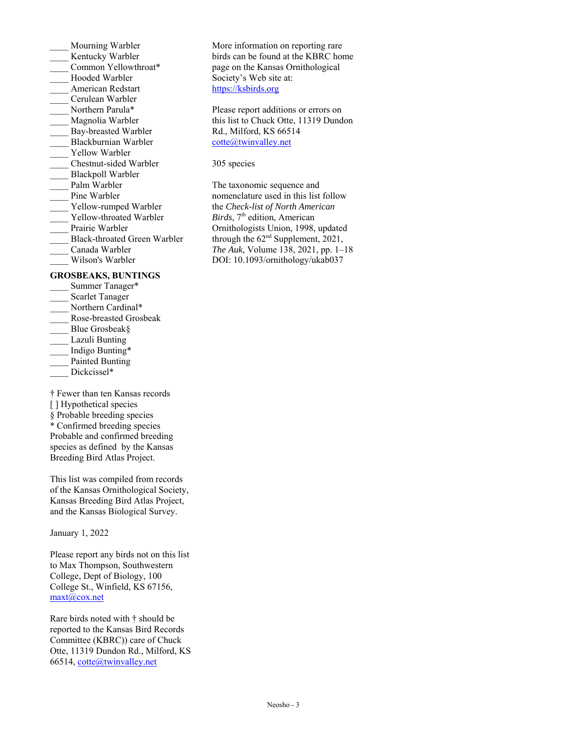____ Mourning Warbler
____ Kentucky Warbler
____ Common Yellowthroat*
____ Hooded Warbler
____ American Redstart
____ Cerulean Warbler
____ Northern Parula*
____ Magnolia Warbler
____ Bay-breasted Warbler
____ Blackburnian Warbler
____ Yellow Warbler
____ Chestnut-sided Warbler
____ Blackpoll Warbler
____ Palm Warbler
____ Pine Warbler
____ Yellow-rumped Warbler
____ Yellow-throated Warbler
____ Prairie Warbler
____ Black-throated Green Warbler
____ Canada Warbler
____ Wilson's Warbler

**GROSBEAKS, BUNTINGS**

____ Summer Tanager*
____ Scarlet Tanager
____ Northern Cardinal*
____ Rose-breasted Grosbeak
____ Blue Grosbeak§
____ Lazuli Bunting
____ Indigo Bunting*
____ Painted Bunting
____ Dickcissel*

† Fewer than ten Kansas records
[ ] Hypothetical species
§ Probable breeding species
* Confirmed breeding species
Probable and confirmed breeding species as defined by the Kansas Breeding Bird Atlas Project.

This list was compiled from records of the Kansas Ornithological Society, Kansas Breeding Bird Atlas Project, and the Kansas Biological Survey.

January 1, 2022

Please report any birds not on this list to Max Thompson, Southwestern College, Dept of Biology, 100 College St., Winfield, KS 67156, maxt@cox.net

Rare birds noted with † should be reported to the Kansas Bird Records Committee (KBRC)) care of Chuck Otte, 11319 Dundon Rd., Milford, KS 66514, cotte@twinvalley.net

More information on reporting rare birds can be found at the KBRC home page on the Kansas Ornithological Society's Web site at: https://ksbirds.org

Please report additions or errors on this list to Chuck Otte, 11319 Dundon Rd., Milford, KS 66514
cotte@twinvalley.net

305 species

The taxonomic sequence and nomenclature used in this list follow the *Check-list of North American Birds*, 7th edition, American Ornithologists Union, 1998, updated through the 62nd Supplement, 2021, *The Auk*, Volume 138, 2021, pp. 1–18 DOI: 10.1093/ornithology/ukab037